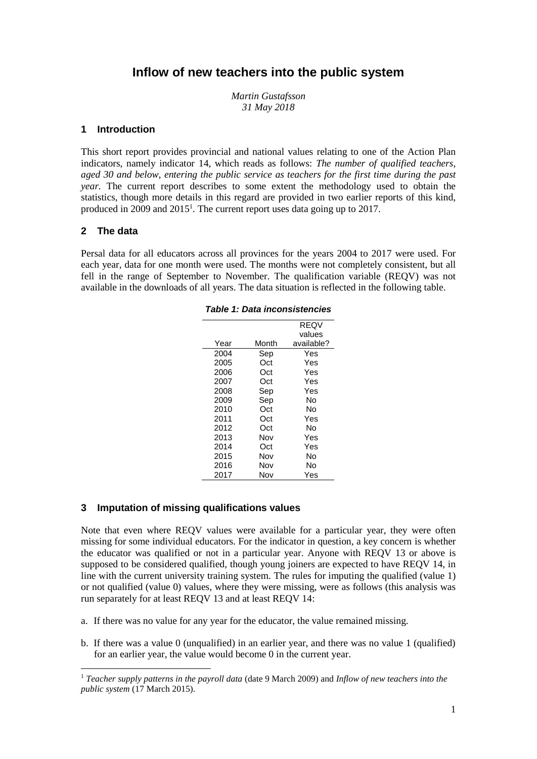# Inflow of new teachers into the public system

*Martin Gustafsson*
*31 May 2018*

## 1 Introduction

This short report provides provincial and national values relating to one of the Action Plan indicators, namely indicator 14, which reads as follows: *The number of qualified teachers, aged 30 and below, entering the public service as teachers for the first time during the past year.* The current report describes to some extent the methodology used to obtain the statistics, though more details in this regard are provided in two earlier reports of this kind, produced in 2009 and 2015[1]. The current report uses data going up to 2017.

## 2 The data

Persal data for all educators across all provinces for the years 2004 to 2017 were used. For each year, data for one month were used. The months were not completely consistent, but all fell in the range of September to November. The qualification variable (REQV) was not available in the downloads of all years. The data situation is reflected in the following table.

***Table 1: Data inconsistencies***

| Year | Month | REQV values available? |
|---|---|---|
| 2004 | Sep | Yes |
| 2005 | Oct | Yes |
| 2006 | Oct | Yes |
| 2007 | Oct | Yes |
| 2008 | Sep | Yes |
| 2009 | Sep | No |
| 2010 | Oct | No |
| 2011 | Oct | Yes |
| 2012 | Oct | No |
| 2013 | Nov | Yes |
| 2014 | Oct | Yes |
| 2015 | Nov | No |
| 2016 | Nov | No |
| 2017 | Nov | Yes |

## 3 Imputation of missing qualifications values

Note that even where REQV values were available for a particular year, they were often missing for some individual educators. For the indicator in question, a key concern is whether the educator was qualified or not in a particular year. Anyone with REQV 13 or above is supposed to be considered qualified, though young joiners are expected to have REQV 14, in line with the current university training system. The rules for imputing the qualified (value 1) or not qualified (value 0) values, where they were missing, were as follows (this analysis was run separately for at least REQV 13 and at least REQV 14:

a. If there was no value for any year for the educator, the value remained missing.

b. If there was a value 0 (unqualified) in an earlier year, and there was no value 1 (qualified) for an earlier year, the value would become 0 in the current year.

[1] *Teacher supply patterns in the payroll data* (date 9 March 2009) and *Inflow of new teachers into the public system* (17 March 2015).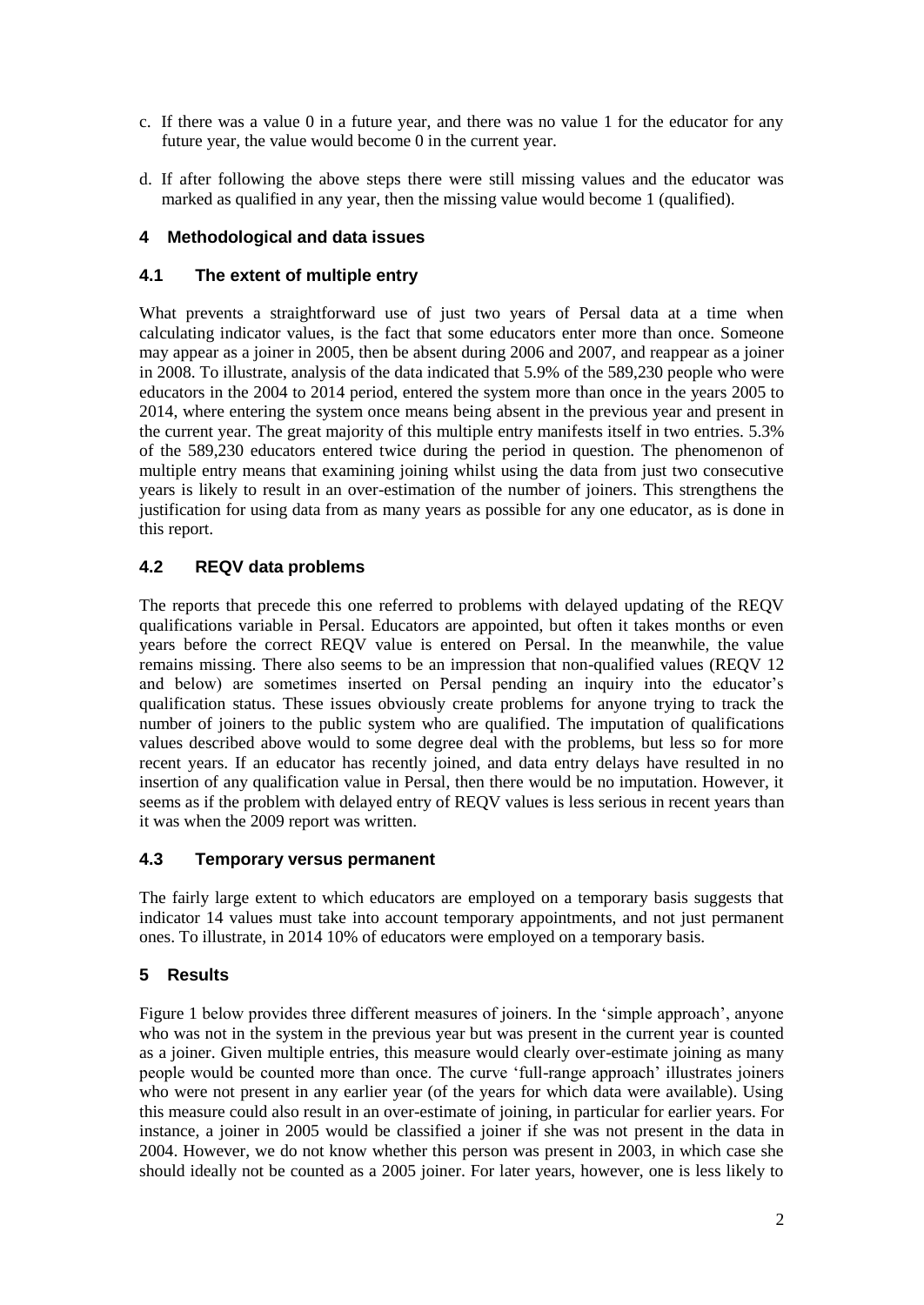c. If there was a value 0 in a future year, and there was no value 1 for the educator for any future year, the value would become 0 in the current year.

d. If after following the above steps there were still missing values and the educator was marked as qualified in any year, then the missing value would become 1 (qualified).

## 4 Methodological and data issues

### 4.1 The extent of multiple entry

What prevents a straightforward use of just two years of Persal data at a time when calculating indicator values, is the fact that some educators enter more than once. Someone may appear as a joiner in 2005, then be absent during 2006 and 2007, and reappear as a joiner in 2008. To illustrate, analysis of the data indicated that 5.9% of the 589,230 people who were educators in the 2004 to 2014 period, entered the system more than once in the years 2005 to 2014, where entering the system once means being absent in the previous year and present in the current year. The great majority of this multiple entry manifests itself in two entries. 5.3% of the 589,230 educators entered twice during the period in question. The phenomenon of multiple entry means that examining joining whilst using the data from just two consecutive years is likely to result in an over-estimation of the number of joiners. This strengthens the justification for using data from as many years as possible for any one educator, as is done in this report.

### 4.2 REQV data problems

The reports that precede this one referred to problems with delayed updating of the REQV qualifications variable in Persal. Educators are appointed, but often it takes months or even years before the correct REQV value is entered on Persal. In the meanwhile, the value remains missing. There also seems to be an impression that non-qualified values (REQV 12 and below) are sometimes inserted on Persal pending an inquiry into the educator's qualification status. These issues obviously create problems for anyone trying to track the number of joiners to the public system who are qualified. The imputation of qualifications values described above would to some degree deal with the problems, but less so for more recent years. If an educator has recently joined, and data entry delays have resulted in no insertion of any qualification value in Persal, then there would be no imputation. However, it seems as if the problem with delayed entry of REQV values is less serious in recent years than it was when the 2009 report was written.

### 4.3 Temporary versus permanent

The fairly large extent to which educators are employed on a temporary basis suggests that indicator 14 values must take into account temporary appointments, and not just permanent ones. To illustrate, in 2014 10% of educators were employed on a temporary basis.

## 5 Results

Figure 1 below provides three different measures of joiners. In the 'simple approach', anyone who was not in the system in the previous year but was present in the current year is counted as a joiner. Given multiple entries, this measure would clearly over-estimate joining as many people would be counted more than once. The curve 'full-range approach' illustrates joiners who were not present in any earlier year (of the years for which data were available). Using this measure could also result in an over-estimate of joining, in particular for earlier years. For instance, a joiner in 2005 would be classified a joiner if she was not present in the data in 2004. However, we do not know whether this person was present in 2003, in which case she should ideally not be counted as a 2005 joiner. For later years, however, one is less likely to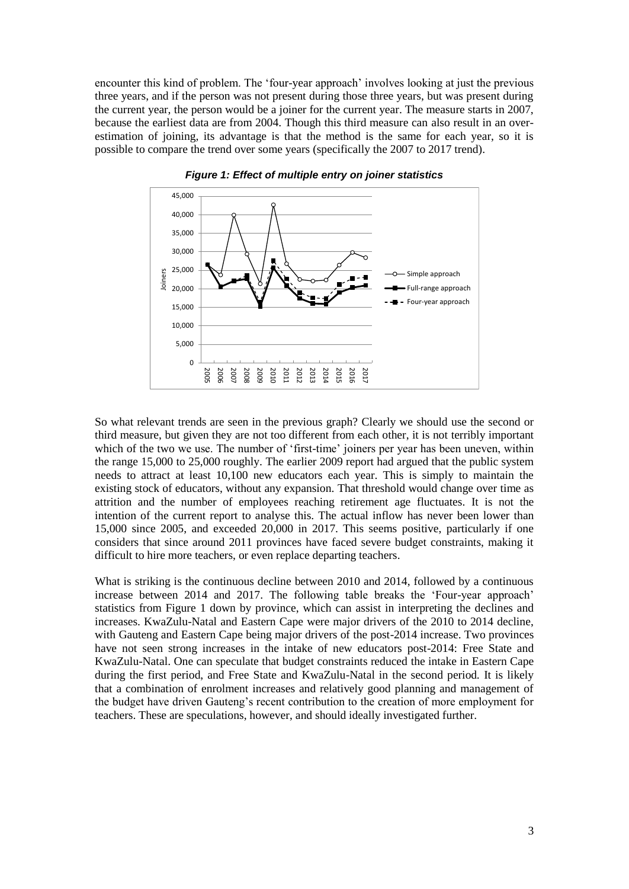encounter this kind of problem. The 'four-year approach' involves looking at just the previous three years, and if the person was not present during those three years, but was present during the current year, the person would be a joiner for the current year. The measure starts in 2007, because the earliest data are from 2004. Though this third measure can also result in an over-estimation of joining, its advantage is that the method is the same for each year, so it is possible to compare the trend over some years (specifically the 2007 to 2017 trend).

***Figure 1: Effect of multiple entry on joiner statistics***

So what relevant trends are seen in the previous graph? Clearly we should use the second or third measure, but given they are not too different from each other, it is not terribly important which of the two we use. The number of 'first-time' joiners per year has been uneven, within the range 15,000 to 25,000 roughly. The earlier 2009 report had argued that the public system needs to attract at least 10,100 new educators each year. This is simply to maintain the existing stock of educators, without any expansion. That threshold would change over time as attrition and the number of employees reaching retirement age fluctuates. It is not the intention of the current report to analyse this. The actual inflow has never been lower than 15,000 since 2005, and exceeded 20,000 in 2017. This seems positive, particularly if one considers that since around 2011 provinces have faced severe budget constraints, making it difficult to hire more teachers, or even replace departing teachers.

What is striking is the continuous decline between 2010 and 2014, followed by a continuous increase between 2014 and 2017. The following table breaks the 'Four-year approach' statistics from Figure 1 down by province, which can assist in interpreting the declines and increases. KwaZulu-Natal and Eastern Cape were major drivers of the 2010 to 2014 decline, with Gauteng and Eastern Cape being major drivers of the post-2014 increase. Two provinces have not seen strong increases in the intake of new educators post-2014: Free State and KwaZulu-Natal. One can speculate that budget constraints reduced the intake in Eastern Cape during the first period, and Free State and KwaZulu-Natal in the second period. It is likely that a combination of enrolment increases and relatively good planning and management of the budget have driven Gauteng's recent contribution to the creation of more employment for teachers. These are speculations, however, and should ideally investigated further.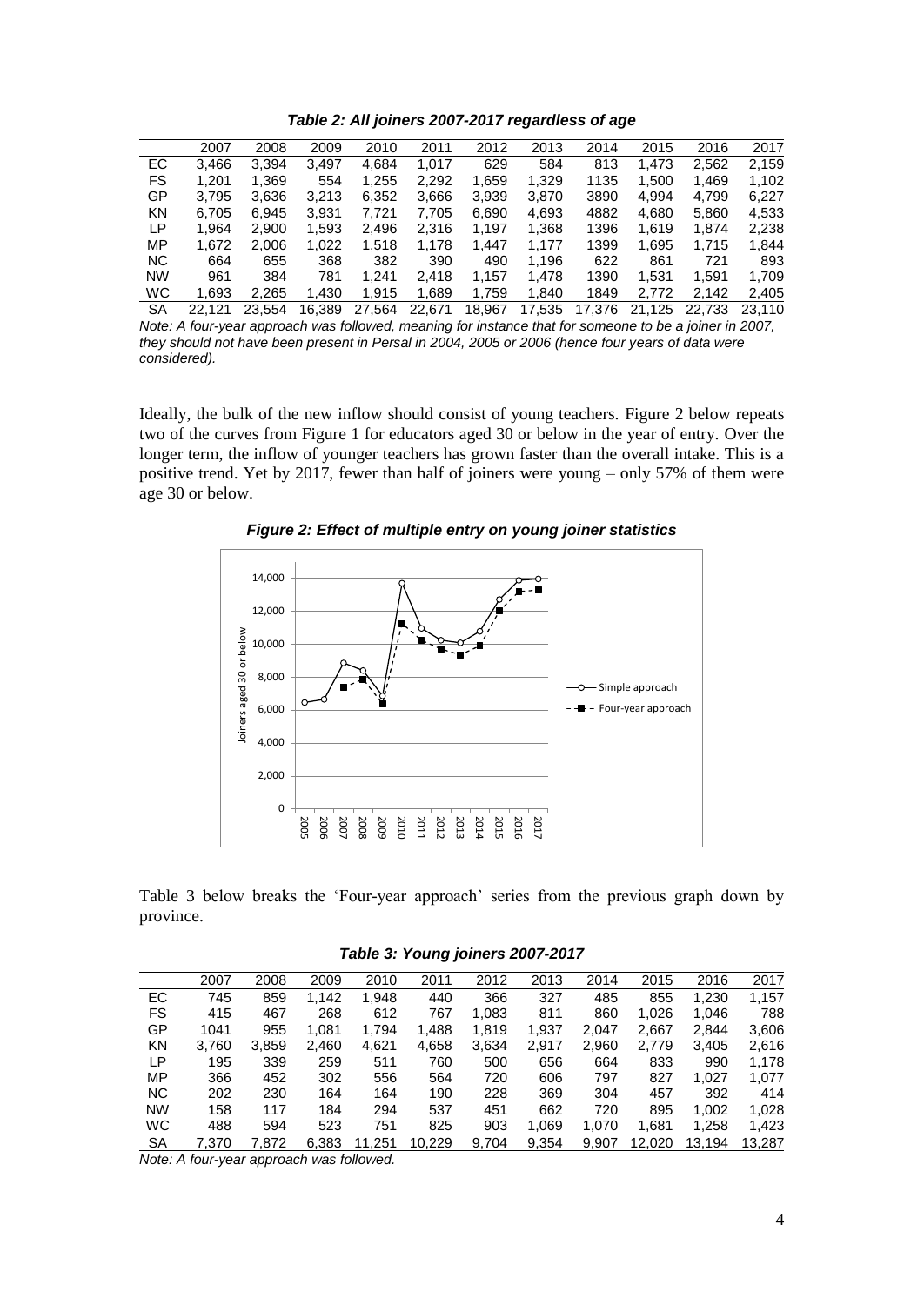*Table 2: All joiners 2007-2017 regardless of age*

| | 2007 | 2008 | 2009 | 2010 | 2011 | 2012 | 2013 | 2014 | 2015 | 2016 | 2017 |
|---|---|---|---|---|---|---|---|---|---|---|---|
| EC | 3,466 | 3,394 | 3,497 | 4,684 | 1,017 | 629 | 584 | 813 | 1,473 | 2,562 | 2,159 |
| FS | 1,201 | 1,369 | 554 | 1,255 | 2,292 | 1,659 | 1,329 | 1135 | 1,500 | 1,469 | 1,102 |
| GP | 3,795 | 3,636 | 3,213 | 6,352 | 3,666 | 3,939 | 3,870 | 3890 | 4,994 | 4,799 | 6,227 |
| KN | 6,705 | 6,945 | 3,931 | 7,721 | 7,705 | 6,690 | 4,693 | 4882 | 4,680 | 5,860 | 4,533 |
| LP | 1,964 | 2,900 | 1,593 | 2,496 | 2,316 | 1,197 | 1,368 | 1396 | 1,619 | 1,874 | 2,238 |
| MP | 1,672 | 2,006 | 1,022 | 1,518 | 1,178 | 1,447 | 1,177 | 1399 | 1,695 | 1,715 | 1,844 |
| NC | 664 | 655 | 368 | 382 | 390 | 490 | 1,196 | 622 | 861 | 721 | 893 |
| NW | 961 | 384 | 781 | 1,241 | 2,418 | 1,157 | 1,478 | 1390 | 1,531 | 1,591 | 1,709 |
| WC | 1,693 | 2,265 | 1,430 | 1,915 | 1,689 | 1,759 | 1,840 | 1849 | 2,772 | 2,142 | 2,405 |
| SA | 22,121 | 23,554 | 16,389 | 27,564 | 22,671 | 18,967 | 17,535 | 17,376 | 21,125 | 22,733 | 23,110 |

*Note: A four-year approach was followed, meaning for instance that for someone to be a joiner in 2007, they should not have been present in Persal in 2004, 2005 or 2006 (hence four years of data were considered).*

Ideally, the bulk of the new inflow should consist of young teachers. Figure 2 below repeats two of the curves from Figure 1 for educators aged 30 or below in the year of entry. Over the longer term, the inflow of younger teachers has grown faster than the overall intake. This is a positive trend. Yet by 2017, fewer than half of joiners were young – only 57% of them were age 30 or below.

*Figure 2: Effect of multiple entry on young joiner statistics*

Table 3 below breaks the 'Four-year approach' series from the previous graph down by province.

*Table 3: Young joiners 2007-2017*

| | 2007 | 2008 | 2009 | 2010 | 2011 | 2012 | 2013 | 2014 | 2015 | 2016 | 2017 |
|---|---|---|---|---|---|---|---|---|---|---|---|
| EC | 745 | 859 | 1,142 | 1,948 | 440 | 366 | 327 | 485 | 855 | 1,230 | 1,157 |
| FS | 415 | 467 | 268 | 612 | 767 | 1,083 | 811 | 860 | 1,026 | 1,046 | 788 |
| GP | 1041 | 955 | 1,081 | 1,794 | 1,488 | 1,819 | 1,937 | 2,047 | 2,667 | 2,844 | 3,606 |
| KN | 3,760 | 3,859 | 2,460 | 4,621 | 4,658 | 3,634 | 2,917 | 2,960 | 2,779 | 3,405 | 2,616 |
| LP | 195 | 339 | 259 | 511 | 760 | 500 | 656 | 664 | 833 | 990 | 1,178 |
| MP | 366 | 452 | 302 | 556 | 564 | 720 | 606 | 797 | 827 | 1,027 | 1,077 |
| NC | 202 | 230 | 164 | 164 | 190 | 228 | 369 | 304 | 457 | 392 | 414 |
| NW | 158 | 117 | 184 | 294 | 537 | 451 | 662 | 720 | 895 | 1,002 | 1,028 |
| WC | 488 | 594 | 523 | 751 | 825 | 903 | 1,069 | 1,070 | 1,681 | 1,258 | 1,423 |
| SA | 7,370 | 7,872 | 6,383 | 11,251 | 10,229 | 9,704 | 9,354 | 9,907 | 12,020 | 13,194 | 13,287 |

*Note: A four-year approach was followed.*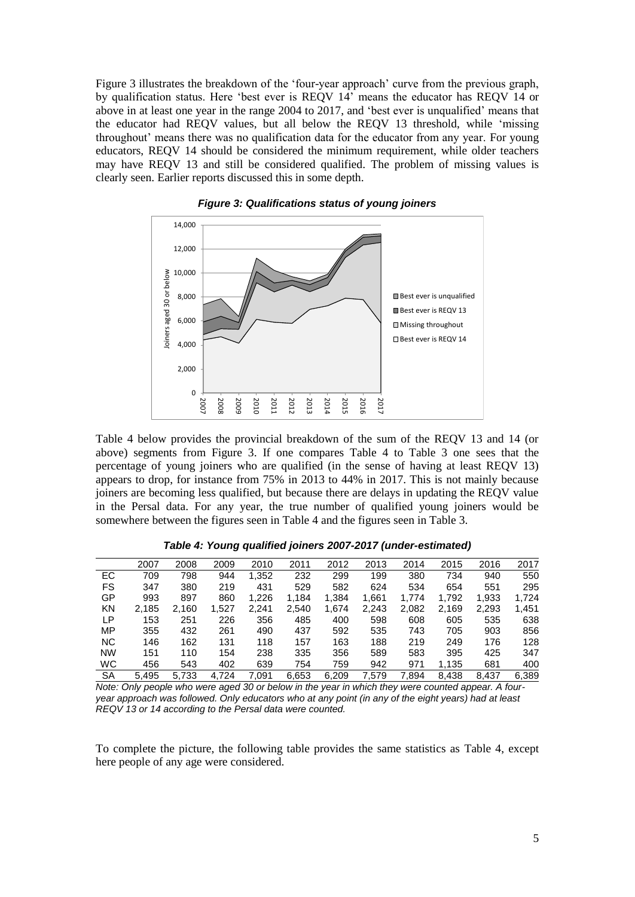Figure 3 illustrates the breakdown of the 'four-year approach' curve from the previous graph, by qualification status. Here 'best ever is REQV 14' means the educator has REQV 14 or above in at least one year in the range 2004 to 2017, and 'best ever is unqualified' means that the educator had REQV values, but all below the REQV 13 threshold, while 'missing throughout' means there was no qualification data for the educator from any year. For young educators, REQV 14 should be considered the minimum requirement, while older teachers may have REQV 13 and still be considered qualified. The problem of missing values is clearly seen. Earlier reports discussed this in some depth.

***Figure 3: Qualifications status of young joiners***

Table 4 below provides the provincial breakdown of the sum of the REQV 13 and 14 (or above) segments from Figure 3. If one compares Table 4 to Table 3 one sees that the percentage of young joiners who are qualified (in the sense of having at least REQV 13) appears to drop, for instance from 75% in 2013 to 44% in 2017. This is not mainly because joiners are becoming less qualified, but because there are delays in updating the REQV value in the Persal data. For any year, the true number of qualified young joiners would be somewhere between the figures seen in Table 4 and the figures seen in Table 3.

***Table 4: Young qualified joiners 2007-2017 (under-estimated)***

| | 2007 | 2008 | 2009 | 2010 | 2011 | 2012 | 2013 | 2014 | 2015 | 2016 | 2017 |
|---|---|---|---|---|---|---|---|---|---|---|---|
| EC | 709 | 798 | 944 | 1,352 | 232 | 299 | 199 | 380 | 734 | 940 | 550 |
| FS | 347 | 380 | 219 | 431 | 529 | 582 | 624 | 534 | 654 | 551 | 295 |
| GP | 993 | 897 | 860 | 1,226 | 1,184 | 1,384 | 1,661 | 1,774 | 1,792 | 1,933 | 1,724 |
| KN | 2,185 | 2,160 | 1,527 | 2,241 | 2,540 | 1,674 | 2,243 | 2,082 | 2,169 | 2,293 | 1,451 |
| LP | 153 | 251 | 226 | 356 | 485 | 400 | 598 | 608 | 605 | 535 | 638 |
| MP | 355 | 432 | 261 | 490 | 437 | 592 | 535 | 743 | 705 | 903 | 856 |
| NC | 146 | 162 | 131 | 118 | 157 | 163 | 188 | 219 | 249 | 176 | 128 |
| NW | 151 | 110 | 154 | 238 | 335 | 356 | 589 | 583 | 395 | 425 | 347 |
| WC | 456 | 543 | 402 | 639 | 754 | 759 | 942 | 971 | 1,135 | 681 | 400 |
| SA | 5,495 | 5,733 | 4,724 | 7,091 | 6,653 | 6,209 | 7,579 | 7,894 | 8,438 | 8,437 | 6,389 |

*Note: Only people who were aged 30 or below in the year in which they were counted appear. A four-year approach was followed. Only educators who at any point (in any of the eight years) had at least REQV 13 or 14 according to the Persal data were counted.*

To complete the picture, the following table provides the same statistics as Table 4, except here people of any age were considered.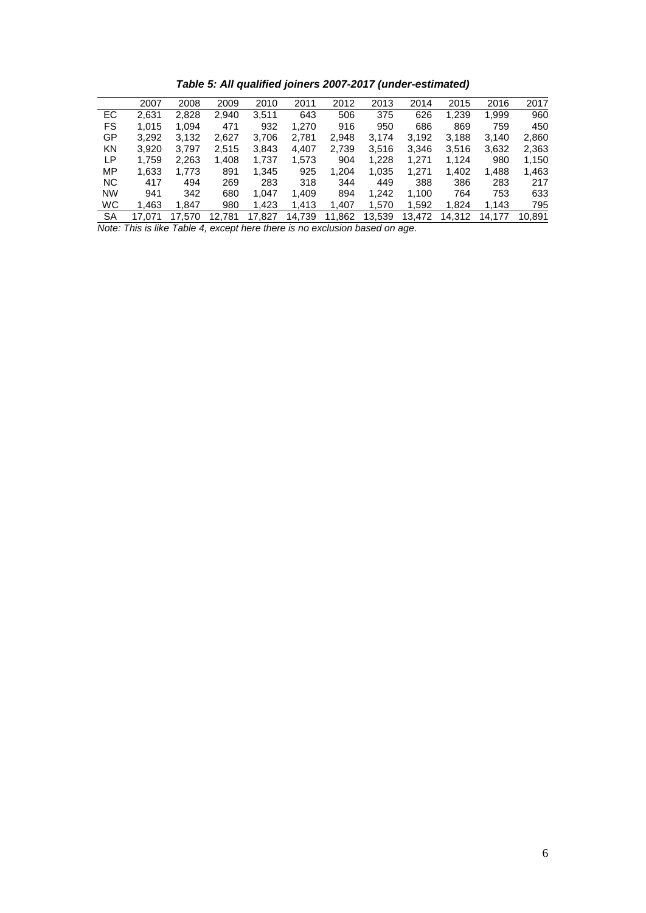***Table 5: All qualified joiners 2007-2017 (under-estimated)***

| | 2007 | 2008 | 2009 | 2010 | 2011 | 2012 | 2013 | 2014 | 2015 | 2016 | 2017 |
|---|---|---|---|---|---|---|---|---|---|---|---|
| EC | 2,631 | 2,828 | 2,940 | 3,511 | 643 | 506 | 375 | 626 | 1,239 | 1,999 | 960 |
| FS | 1,015 | 1,094 | 471 | 932 | 1,270 | 916 | 950 | 686 | 869 | 759 | 450 |
| GP | 3,292 | 3,132 | 2,627 | 3,706 | 2,781 | 2,948 | 3,174 | 3,192 | 3,188 | 3,140 | 2,860 |
| KN | 3,920 | 3,797 | 2,515 | 3,843 | 4,407 | 2,739 | 3,516 | 3,346 | 3,516 | 3,632 | 2,363 |
| LP | 1,759 | 2,263 | 1,408 | 1,737 | 1,573 | 904 | 1,228 | 1,271 | 1,124 | 980 | 1,150 |
| MP | 1,633 | 1,773 | 891 | 1,345 | 925 | 1,204 | 1,035 | 1,271 | 1,402 | 1,488 | 1,463 |
| NC | 417 | 494 | 269 | 283 | 318 | 344 | 449 | 388 | 386 | 283 | 217 |
| NW | 941 | 342 | 680 | 1,047 | 1,409 | 894 | 1,242 | 1,100 | 764 | 753 | 633 |
| WC | 1,463 | 1,847 | 980 | 1,423 | 1,413 | 1,407 | 1,570 | 1,592 | 1,824 | 1,143 | 795 |
| SA | 17,071 | 17,570 | 12,781 | 17,827 | 14,739 | 11,862 | 13,539 | 13,472 | 14,312 | 14,177 | 10,891 |

*Note: This is like Table 4, except here there is no exclusion based on age.*